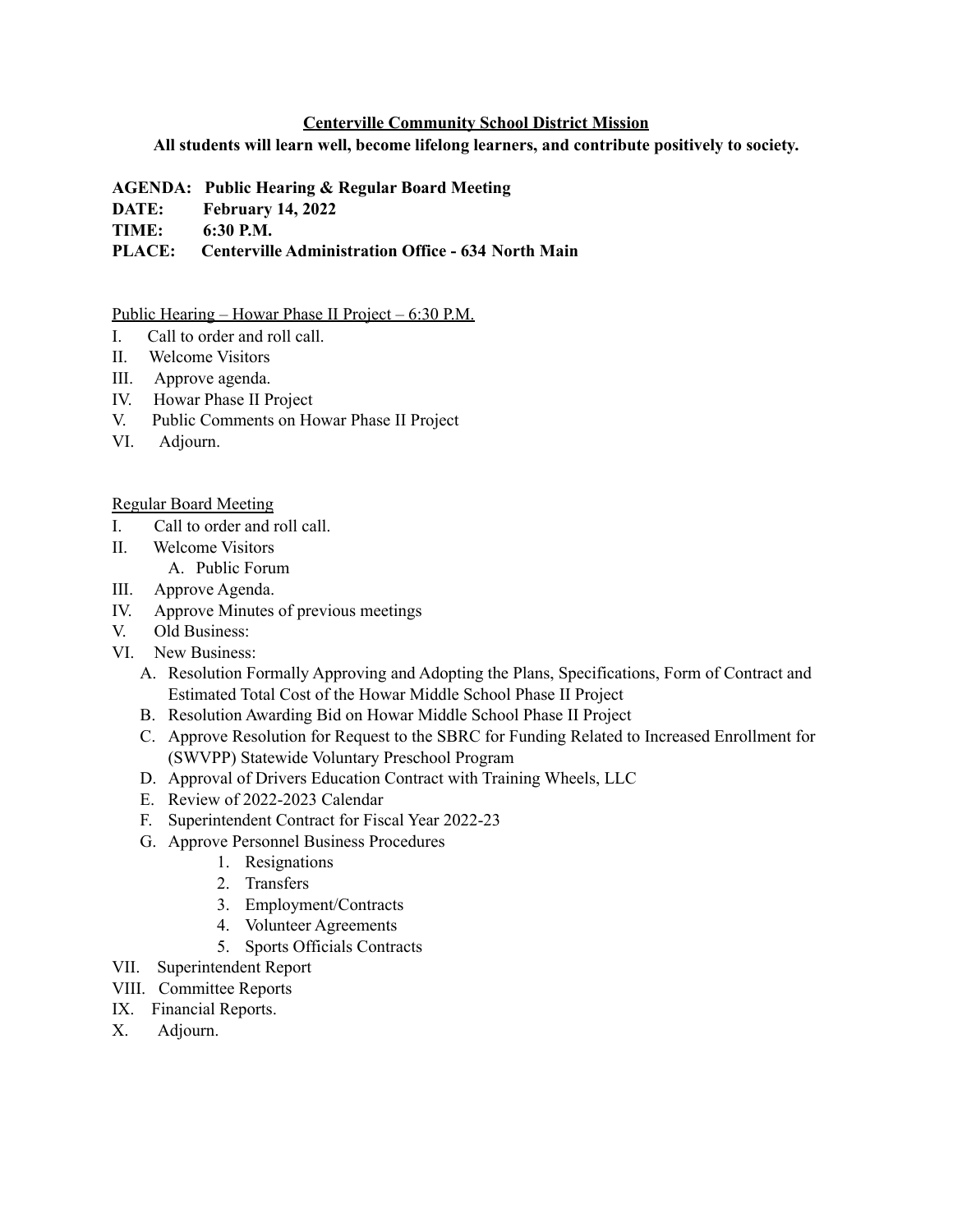**<u>Centerville Community School District Mission</u>**

**All students will learn well, become lifelong learners, and contribute positively to society.**

**AGENDA: Public Hearing & Regular Board Meeting**
**DATE: February 14, 2022**
**TIME: 6:30 P.M.**
**PLACE: Centerville Administration Office - 634 North Main**

<u>Public Hearing – Howar Phase II Project – 6:30 P.M.</u>

I. Call to order and roll call.
II. Welcome Visitors
III. Approve agenda.
IV. Howar Phase II Project
V. Public Comments on Howar Phase II Project
VI. Adjourn.

<u>Regular Board Meeting</u>

I. Call to order and roll call.
II. Welcome Visitors
 A. Public Forum
III. Approve Agenda.
IV. Approve Minutes of previous meetings
V. Old Business:
VI. New Business:
 A. Resolution Formally Approving and Adopting the Plans, Specifications, Form of Contract and Estimated Total Cost of the Howar Middle School Phase II Project
 B. Resolution Awarding Bid on Howar Middle School Phase II Project
 C. Approve Resolution for Request to the SBRC for Funding Related to Increased Enrollment for (SWVPP) Statewide Voluntary Preschool Program
 D. Approval of Drivers Education Contract with Training Wheels, LLC
 E. Review of 2022-2023 Calendar
 F. Superintendent Contract for Fiscal Year 2022-23
 G. Approve Personnel Business Procedures
  1. Resignations
  2. Transfers
  3. Employment/Contracts
  4. Volunteer Agreements
  5. Sports Officials Contracts
VII. Superintendent Report
VIII. Committee Reports
IX. Financial Reports.
X. Adjourn.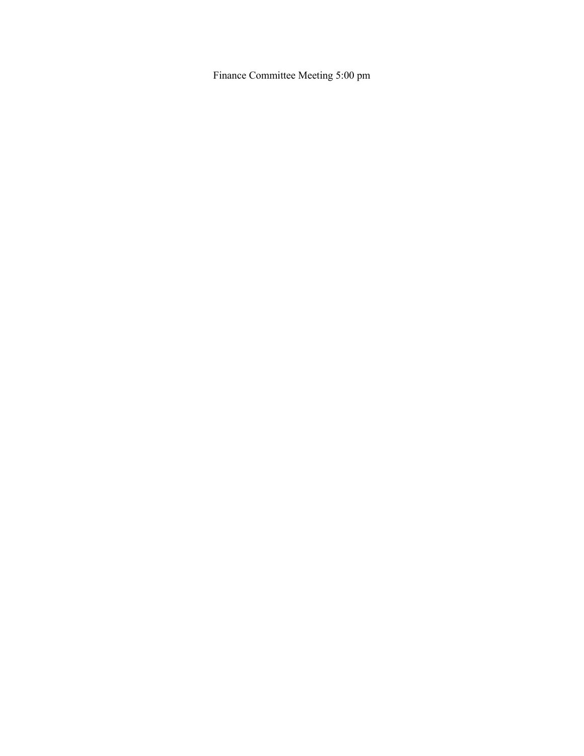Finance Committee Meeting 5:00 pm